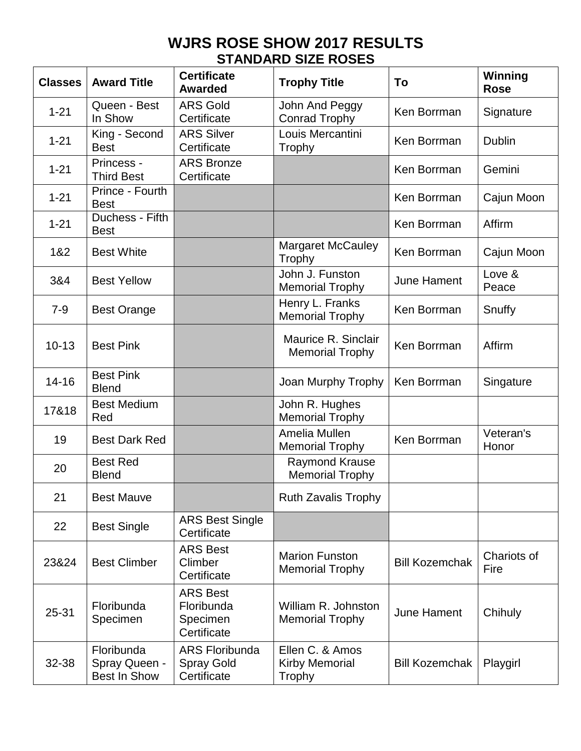# WJRS ROSE SHOW 2017 RESULTS

## STANDARD SIZE ROSES

| Classes | Award Title | Certificate Awarded | Trophy Title | To | Winning Rose |
|---|---|---|---|---|---|
| 1-21 | Queen - Best In Show | ARS Gold Certificate | John And Peggy Conrad Trophy | Ken Borrman | Signature |
| 1-21 | King - Second Best | ARS Silver Certificate | Louis Mercantini Trophy | Ken Borrman | Dublin |
| 1-21 | Princess - Third Best | ARS Bronze Certificate | | Ken Borrman | Gemini |
| 1-21 | Prince - Fourth Best | | | Ken Borrman | Cajun Moon |
| 1-21 | Duchess - Fifth Best | | | Ken Borrman | Affirm |
| 1&2 | Best White | | Margaret McCauley Trophy | Ken Borrman | Cajun Moon |
| 3&4 | Best Yellow | | John J. Funston Memorial Trophy | June Hament | Love & Peace |
| 7-9 | Best Orange | | Henry L. Franks Memorial Trophy | Ken Borrman | Snuffy |
| 10-13 | Best Pink | | Maurice R. Sinclair Memorial Trophy | Ken Borrman | Affirm |
| 14-16 | Best Pink Blend | | Joan Murphy Trophy | Ken Borrman | Singature |
| 17&18 | Best Medium Red | | John R. Hughes Memorial Trophy | | |
| 19 | Best Dark Red | | Amelia Mullen Memorial Trophy | Ken Borrman | Veteran's Honor |
| 20 | Best Red Blend | | Raymond Krause Memorial Trophy | | |
| 21 | Best Mauve | | Ruth Zavalis Trophy | | |
| 22 | Best Single | ARS Best Single Certificate | | | |
| 23&24 | Best Climber | ARS Best Climber Certificate | Marion Funston Memorial Trophy | Bill Kozemchak | Chariots of Fire |
| 25-31 | Floribunda Specimen | ARS Best Floribunda Specimen Certificate | William R. Johnston Memorial Trophy | June Hament | Chihuly |
| 32-38 | Floribunda Spray Queen - Best In Show | ARS Floribunda Spray Gold Certificate | Ellen C. & Amos Kirby Memorial Trophy | Bill Kozemchak | Playgirl |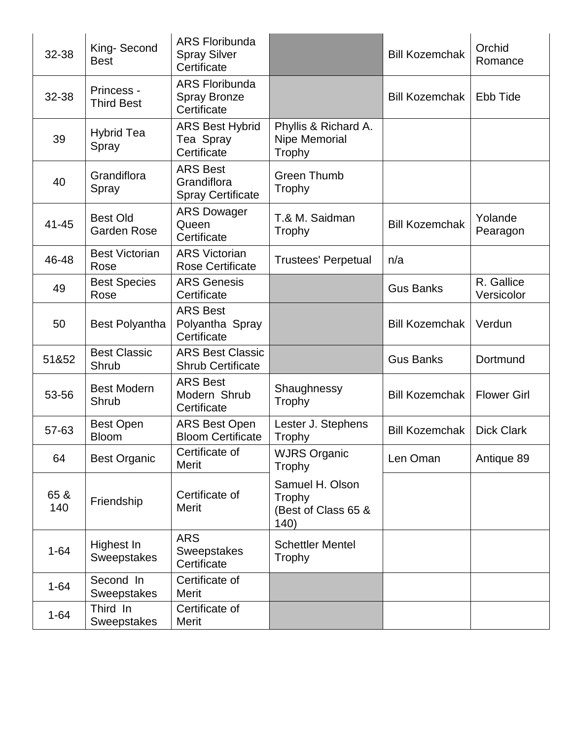| 32-38 | King- Second Best | ARS Floribunda Spray Silver Certificate | | Bill Kozemchak | Orchid Romance |
|---|---|---|---|---|---|
| 32-38 | Princess - Third Best | ARS Floribunda Spray Bronze Certificate | | Bill Kozemchak | Ebb Tide |
| 39 | Hybrid Tea Spray | ARS Best Hybrid Tea Spray Certificate | Phyllis & Richard A. Nipe Memorial Trophy | | |
| 40 | Grandiflora Spray | ARS Best Grandiflora Spray Certificate | Green Thumb Trophy | | |
| 41-45 | Best Old Garden Rose | ARS Dowager Queen Certificate | T.& M. Saidman Trophy | Bill Kozemchak | Yolande Pearagon |
| 46-48 | Best Victorian Rose | ARS Victorian Rose Certificate | Trustees' Perpetual | n/a | |
| 49 | Best Species Rose | ARS Genesis Certificate | | Gus Banks | R. Gallice Versicolor |
| 50 | Best Polyantha | ARS Best Polyantha Spray Certificate | | Bill Kozemchak | Verdun |
| 51&52 | Best Classic Shrub | ARS Best Classic Shrub Certificate | | Gus Banks | Dortmund |
| 53-56 | Best Modern Shrub | ARS Best Modern Shrub Certificate | Shaughnessy Trophy | Bill Kozemchak | Flower Girl |
| 57-63 | Best Open Bloom | ARS Best Open Bloom Certificate | Lester J. Stephens Trophy | Bill Kozemchak | Dick Clark |
| 64 | Best Organic | Certificate of Merit | WJRS Organic Trophy | Len Oman | Antique 89 |
| 65 & 140 | Friendship | Certificate of Merit | Samuel H. Olson Trophy (Best of Class 65 & 140) | | |
| 1-64 | Highest In Sweepstakes | ARS Sweepstakes Certificate | Schettler Mentel Trophy | | |
| 1-64 | Second In Sweepstakes | Certificate of Merit | | | |
| 1-64 | Third In Sweepstakes | Certificate of Merit | | | |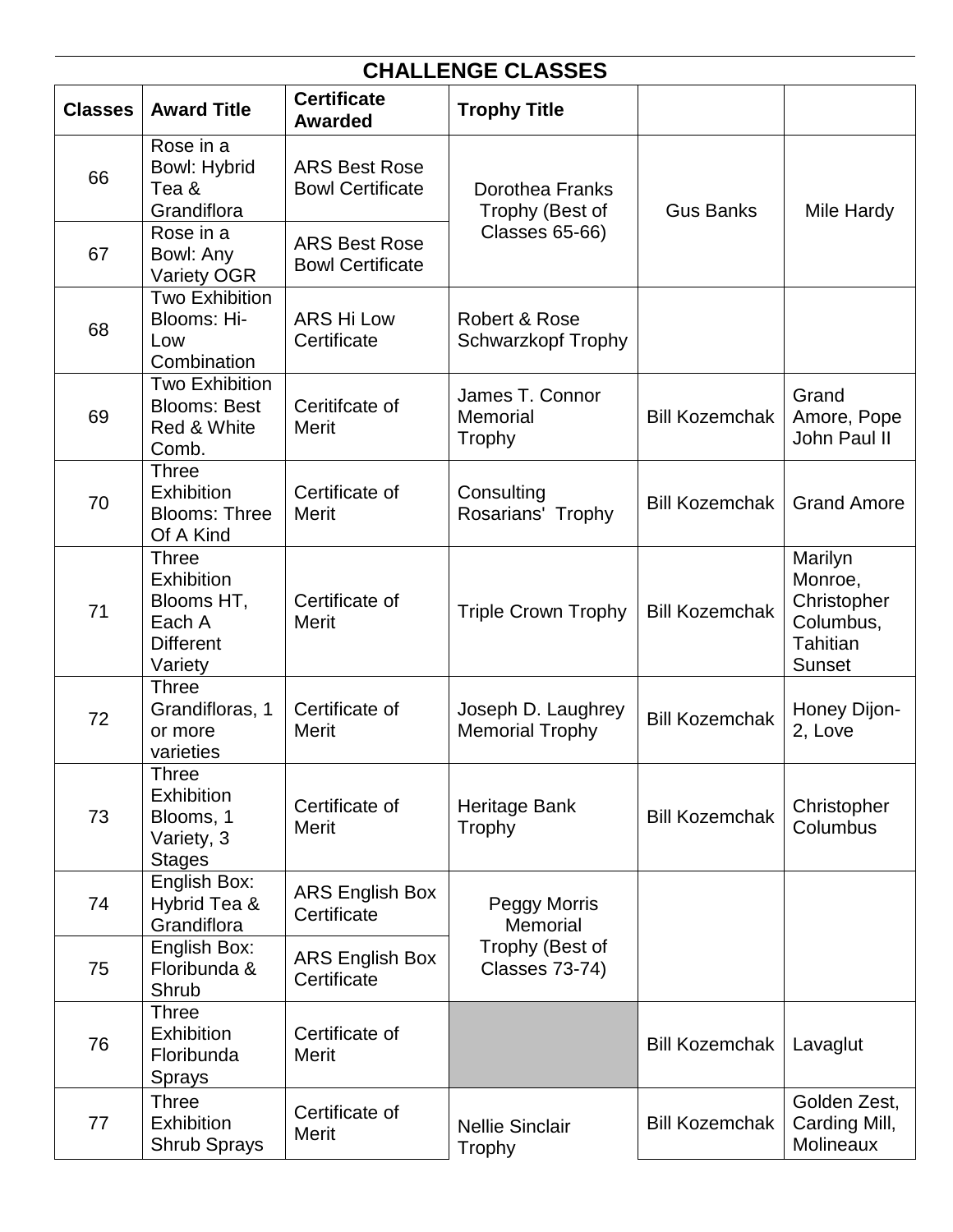## CHALLENGE CLASSES

| Classes | Award Title | Certificate Awarded | Trophy Title | | |
|---|---|---|---|---|---|
| 66 | Rose in a Bowl: Hybrid Tea & Grandiflora | ARS Best Rose Bowl Certificate | Dorothea Franks Trophy (Best of Classes 65-66) | Gus Banks | Mile Hardy |
| 67 | Rose in a Bowl: Any Variety OGR | ARS Best Rose Bowl Certificate | | | |
| 68 | Two Exhibition Blooms: Hi-Low Combination | ARS Hi Low Certificate | Robert & Rose Schwarzkopf Trophy | | |
| 69 | Two Exhibition Blooms: Best Red & White Comb. | Ceritifcate of Merit | James T. Connor Memorial Trophy | Bill Kozemchak | Grand Amore, Pope John Paul II |
| 70 | Three Exhibition Blooms: Three Of A Kind | Certificate of Merit | Consulting Rosarians' Trophy | Bill Kozemchak | Grand Amore |
| 71 | Three Exhibition Blooms HT, Each A Different Variety | Certificate of Merit | Triple Crown Trophy | Bill Kozemchak | Marilyn Monroe, Christopher Columbus, Tahitian Sunset |
| 72 | Three Grandifloras, 1 or more varieties | Certificate of Merit | Joseph D. Laughrey Memorial Trophy | Bill Kozemchak | Honey Dijon-2, Love |
| 73 | Three Exhibition Blooms, 1 Variety, 3 Stages | Certificate of Merit | Heritage Bank Trophy | Bill Kozemchak | Christopher Columbus |
| 74 | English Box: Hybrid Tea & Grandiflora | ARS English Box Certificate | Peggy Morris Memorial Trophy (Best of Classes 73-74) | | |
| 75 | English Box: Floribunda & Shrub | ARS English Box Certificate | | | |
| 76 | Three Exhibition Floribunda Sprays | Certificate of Merit | | Bill Kozemchak | Lavaglut |
| 77 | Three Exhibition Shrub Sprays | Certificate of Merit | Nellie Sinclair Trophy | Bill Kozemchak | Golden Zest, Carding Mill, Molineaux |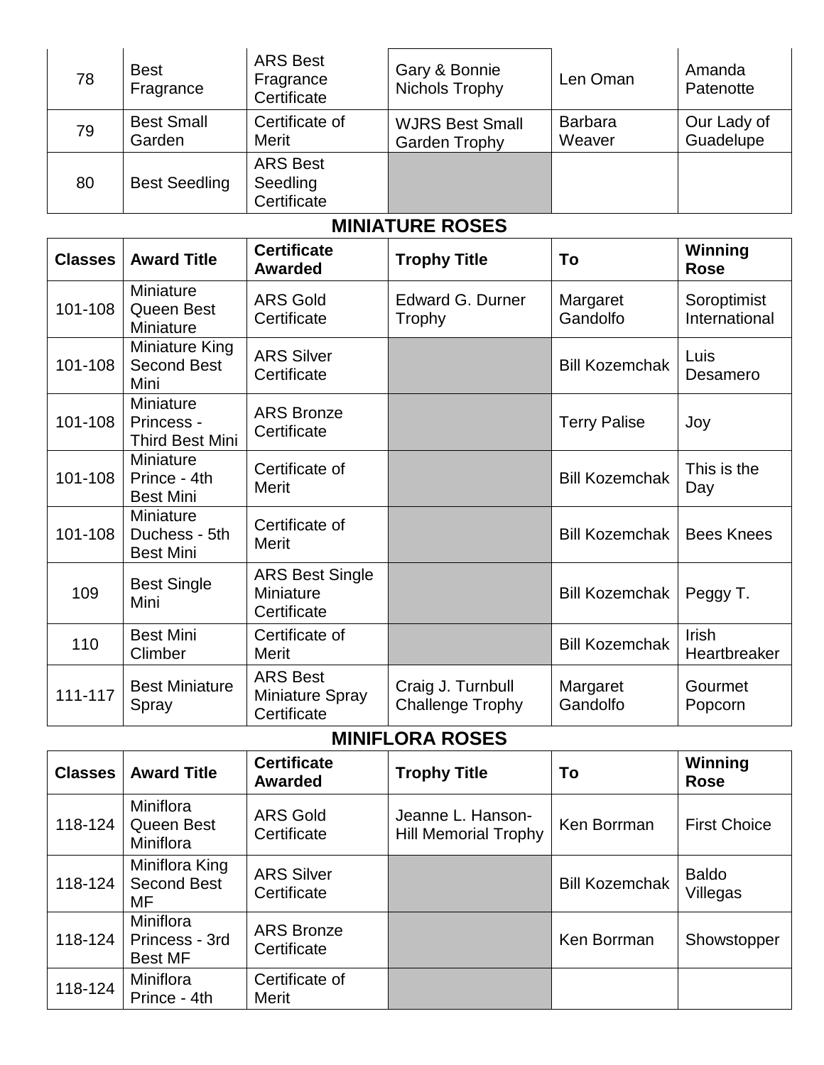| | | | | | |
|---|---|---|---|---|---|
| 78 | Best Fragrance | ARS Best Fragrance Certificate | Gary & Bonnie Nichols Trophy | Len Oman | Amanda Patenotte |
| 79 | Best Small Garden | Certificate of Merit | WJRS Best Small Garden Trophy | Barbara Weaver | Our Lady of Guadelupe |
| 80 | Best Seedling | ARS Best Seedling Certificate | | | |

## MINIATURE ROSES

| Classes | Award Title | Certificate Awarded | Trophy Title | To | Winning Rose |
|---|---|---|---|---|---|
| 101-108 | Miniature Queen Best Miniature | ARS Gold Certificate | Edward G. Durner Trophy | Margaret Gandolfo | Soroptimist International |
| 101-108 | Miniature King Second Best Mini | ARS Silver Certificate | | Bill Kozemchak | Luis Desamero |
| 101-108 | Miniature Princess - Third Best Mini | ARS Bronze Certificate | | Terry Palise | Joy |
| 101-108 | Miniature Prince - 4th Best Mini | Certificate of Merit | | Bill Kozemchak | This is the Day |
| 101-108 | Miniature Duchess - 5th Best Mini | Certificate of Merit | | Bill Kozemchak | Bees Knees |
| 109 | Best Single Mini | ARS Best Single Miniature Certificate | | Bill Kozemchak | Peggy T. |
| 110 | Best Mini Climber | Certificate of Merit | | Bill Kozemchak | Irish Heartbreaker |
| 111-117 | Best Miniature Spray | ARS Best Miniature Spray Certificate | Craig J. Turnbull Challenge Trophy | Margaret Gandolfo | Gourmet Popcorn |

## MINIFLORA ROSES

| Classes | Award Title | Certificate Awarded | Trophy Title | To | Winning Rose |
|---|---|---|---|---|---|
| 118-124 | Miniflora Queen Best Miniflora | ARS Gold Certificate | Jeanne L. Hanson-Hill Memorial Trophy | Ken Borrman | First Choice |
| 118-124 | Miniflora King Second Best MF | ARS Silver Certificate | | Bill Kozemchak | Baldo Villegas |
| 118-124 | Miniflora Princess - 3rd Best MF | ARS Bronze Certificate | | Ken Borrman | Showstopper |
| 118-124 | Miniflora Prince - 4th | Certificate of Merit | | | |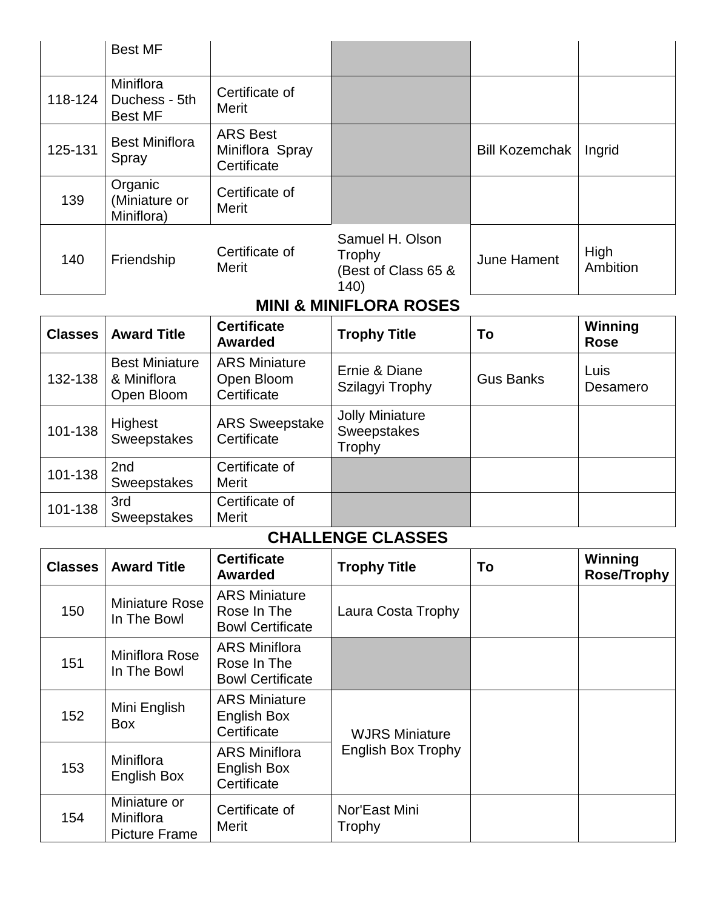|  | Best MF |  |  |  |  |
|---|---|---|---|---|---|
| 118-124 | Miniflora Duchess - 5th Best MF | Certificate of Merit |  |  |  |
| 125-131 | Best Miniflora Spray | ARS Best Miniflora Spray Certificate |  | Bill Kozemchak | Ingrid |
| 139 | Organic (Miniature or Miniflora) | Certificate of Merit |  |  |  |
| 140 | Friendship | Certificate of Merit | Samuel H. Olson Trophy (Best of Class 65 & 140) | June Hament | High Ambition |

## MINI & MINIFLORA ROSES

| Classes | Award Title | Certificate Awarded | Trophy Title | To | Winning Rose |
|---|---|---|---|---|---|
| 132-138 | Best Miniature & Miniflora Open Bloom | ARS Miniature Open Bloom Certificate | Ernie & Diane Szilagyi Trophy | Gus Banks | Luis Desamero |
| 101-138 | Highest Sweepstakes | ARS Sweepstake Certificate | Jolly Miniature Sweepstakes Trophy |  |  |
| 101-138 | 2nd Sweepstakes | Certificate of Merit |  |  |  |
| 101-138 | 3rd Sweepstakes | Certificate of Merit |  |  |  |

## CHALLENGE CLASSES

| Classes | Award Title | Certificate Awarded | Trophy Title | To | Winning Rose/Trophy |
|---|---|---|---|---|---|
| 150 | Miniature Rose In The Bowl | ARS Miniature Rose In The Bowl Certificate | Laura Costa Trophy |  |  |
| 151 | Miniflora Rose In The Bowl | ARS Miniflora Rose In The Bowl Certificate |  |  |  |
| 152 | Mini English Box | ARS Miniature English Box Certificate | WJRS Miniature English Box Trophy |  |  |
| 153 | Miniflora English Box | ARS Miniflora English Box Certificate |  |  |  |
| 154 | Miniature or Miniflora Picture Frame | Certificate of Merit | Nor'East Mini Trophy |  |  |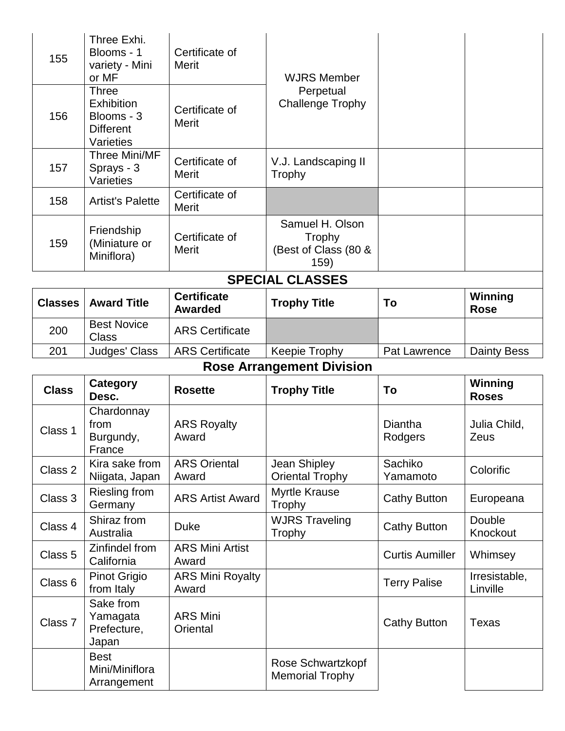| | | | | | |
|---|---|---|---|---|---|
| 155 | Three Exhi. Blooms - 1 variety - Mini or MF | Certificate of Merit | WJRS Member Perpetual Challenge Trophy | | |
| 156 | Three Exhibition Blooms - 3 Different Varieties | Certificate of Merit | | | |
| 157 | Three Mini/MF Sprays - 3 Varieties | Certificate of Merit | V.J. Landscaping II Trophy | | |
| 158 | Artist's Palette | Certificate of Merit | | | |
| 159 | Friendship (Miniature or Miniflora) | Certificate of Merit | Samuel H. Olson Trophy (Best of Class (80 & 159) | | |

## SPECIAL CLASSES

| Classes | Award Title | Certificate Awarded | Trophy Title | To | Winning Rose |
|---|---|---|---|---|---|
| 200 | Best Novice Class | ARS Certificate | | | |
| 201 | Judges' Class | ARS Certificate | Keepie Trophy | Pat Lawrence | Dainty Bess |

## Rose Arrangement Division

| Class | Category Desc. | Rosette | Trophy Title | To | Winning Roses |
|---|---|---|---|---|---|
| Class 1 | Chardonnay from Burgundy, France | ARS Royalty Award | | Diantha Rodgers | Julia Child, Zeus |
| Class 2 | Kira sake from Niigata, Japan | ARS Oriental Award | Jean Shipley Oriental Trophy | Sachiko Yamamoto | Colorific |
| Class 3 | Riesling from Germany | ARS Artist Award | Myrtle Krause Trophy | Cathy Button | Europeana |
| Class 4 | Shiraz from Australia | Duke | WJRS Traveling Trophy | Cathy Button | Double Knockout |
| Class 5 | Zinfindel from California | ARS Mini Artist Award | | Curtis Aumiller | Whimsey |
| Class 6 | Pinot Grigio from Italy | ARS Mini Royalty Award | | Terry Palise | Irresistable, Linville |
| Class 7 | Sake from Yamagata Prefecture, Japan | ARS Mini Oriental | | Cathy Button | Texas |
| | Best Mini/Miniflora Arrangement | | Rose Schwartzkopf Memorial Trophy | | |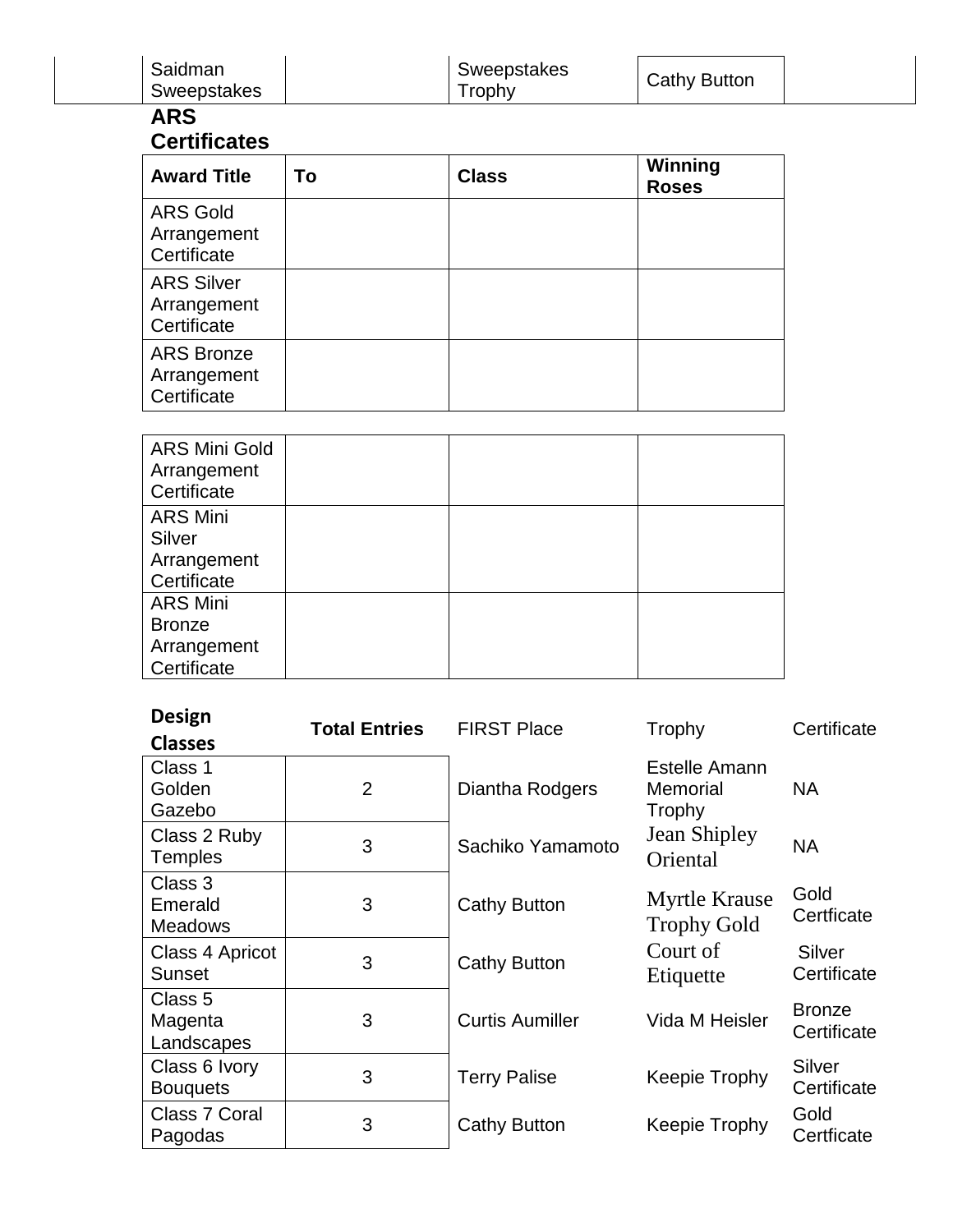| | Saidman Sweepstakes | | Sweepstakes Trophy | Cathy Button | |
|---|---|---|---|---|---|

**ARS Certificates**

| Award Title | To | Class | Winning Roses |
|---|---|---|---|
| ARS Gold Arrangement Certificate | | | |
| ARS Silver Arrangement Certificate | | | |
| ARS Bronze Arrangement Certificate | | | |

| | | | |
|---|---|---|---|
| ARS Mini Gold Arrangement Certificate | | | |
| ARS Mini Silver Arrangement Certificate | | | |
| ARS Mini Bronze Arrangement Certificate | | | |

| Design Classes | Total Entries | FIRST Place | Trophy | Certificate |
|---|---|---|---|---|
| Class 1 Golden Gazebo | 2 | Diantha Rodgers | Estelle Amann Memorial Trophy | NA |
| Class 2 Ruby Temples | 3 | Sachiko Yamamoto | Jean Shipley Oriental | NA |
| Class 3 Emerald Meadows | 3 | Cathy Button | Myrtle Krause Trophy Gold | Gold Certficate |
| Class 4 Apricot Sunset | 3 | Cathy Button | Court of Etiquette | Silver Certificate |
| Class 5 Magenta Landscapes | 3 | Curtis Aumiller | Vida M Heisler | Bronze Certificate |
| Class 6 Ivory Bouquets | 3 | Terry Palise | Keepie Trophy | Silver Certificate |
| Class 7 Coral Pagodas | 3 | Cathy Button | Keepie Trophy | Gold Certficate |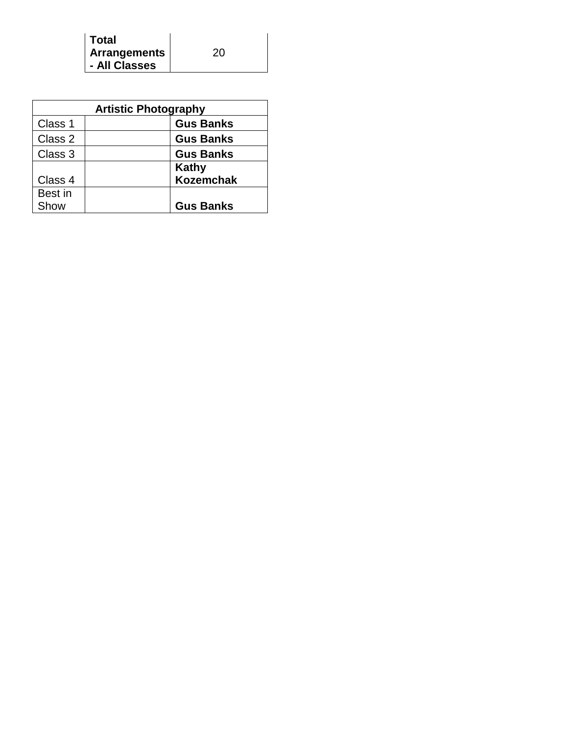| | |
|---|---|
| **Total Arrangements - All Classes** | 20 |

| Artistic Photography | | |
|---|---|---|
| Class 1 | | **Gus Banks** |
| Class 2 | | **Gus Banks** |
| Class 3 | | **Gus Banks** |
| Class 4 | | **Kathy Kozemchak** |
| Best in Show | | **Gus Banks** |